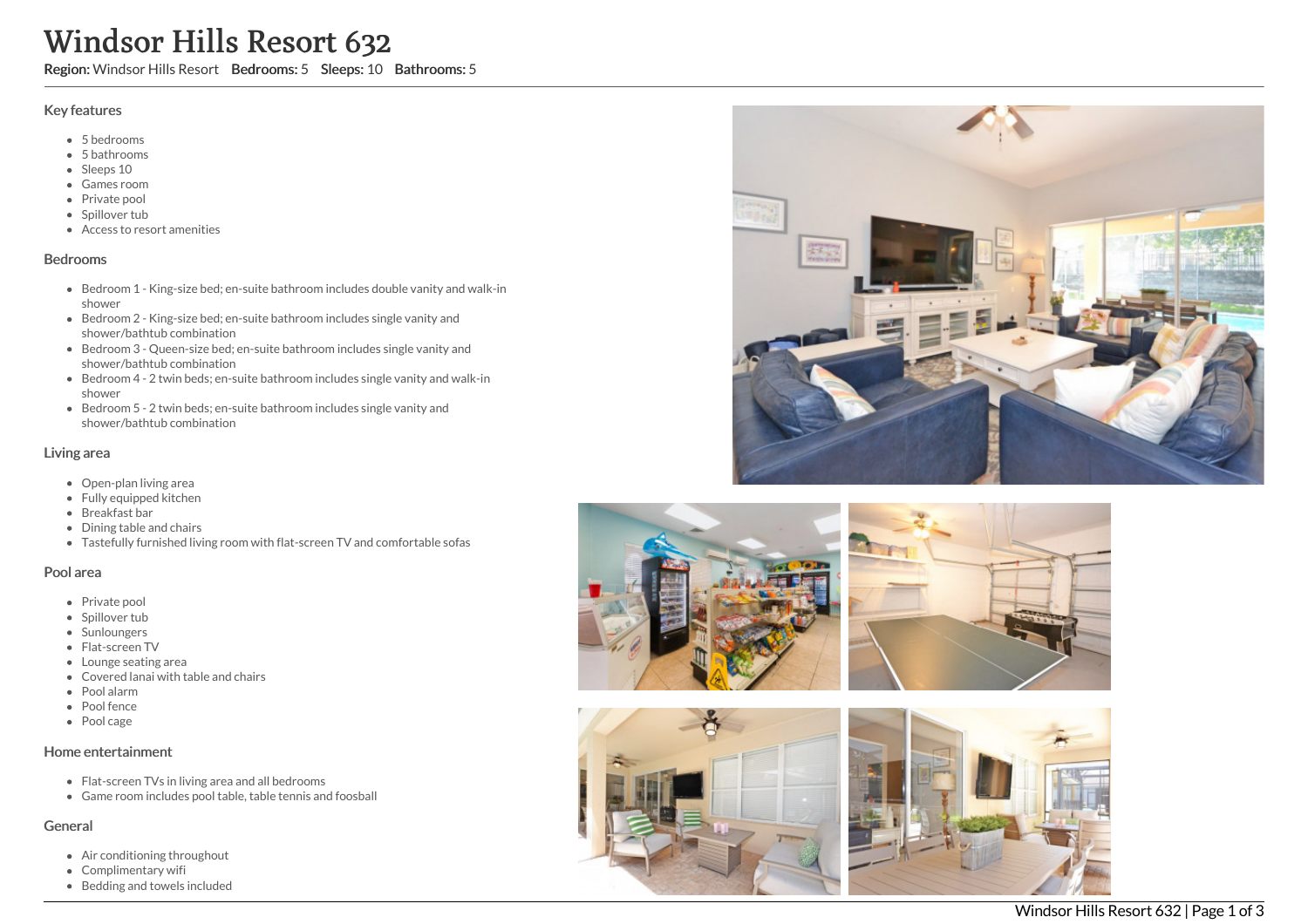# Windsor Hills Resort 632

**Region:** Windsor Hills Resort **Bedrooms:** 5 **Sleeps:** 10 **Bathrooms:** 5

## Key features

- 5 bedrooms
- 5 bathrooms
- Sleeps 10
- Games room
- Private pool
- Spillover tub
- Access to resort amenities

## Bedrooms

- Bedroom 1 - King-size bed; en-suite bathroom includes double vanity and walk-in shower
- Bedroom 2 - King-size bed; en-suite bathroom includes single vanity and shower/bathtub combination
- Bedroom 3 - Queen-size bed; en-suite bathroom includes single vanity and shower/bathtub combination
- Bedroom 4 - 2 twin beds; en-suite bathroom includes single vanity and walk-in shower
- Bedroom 5 - 2 twin beds; en-suite bathroom includes single vanity and shower/bathtub combination

## Living area

- Open-plan living area
- Fully equipped kitchen
- Breakfast bar
- Dining table and chairs
- Tastefully furnished living room with flat-screen TV and comfortable sofas

## Pool area

- Private pool
- Spillover tub
- Sunloungers
- Flat-screen TV
- Lounge seating area
- Covered lanai with table and chairs
- Pool alarm
- Pool fence
- Pool cage

## Home entertainment

- Flat-screen TVs in living area and all bedrooms
- Game room includes pool table, table tennis and foosball

## General

- Air conditioning throughout
- Complimentary wifi
- Bedding and towels included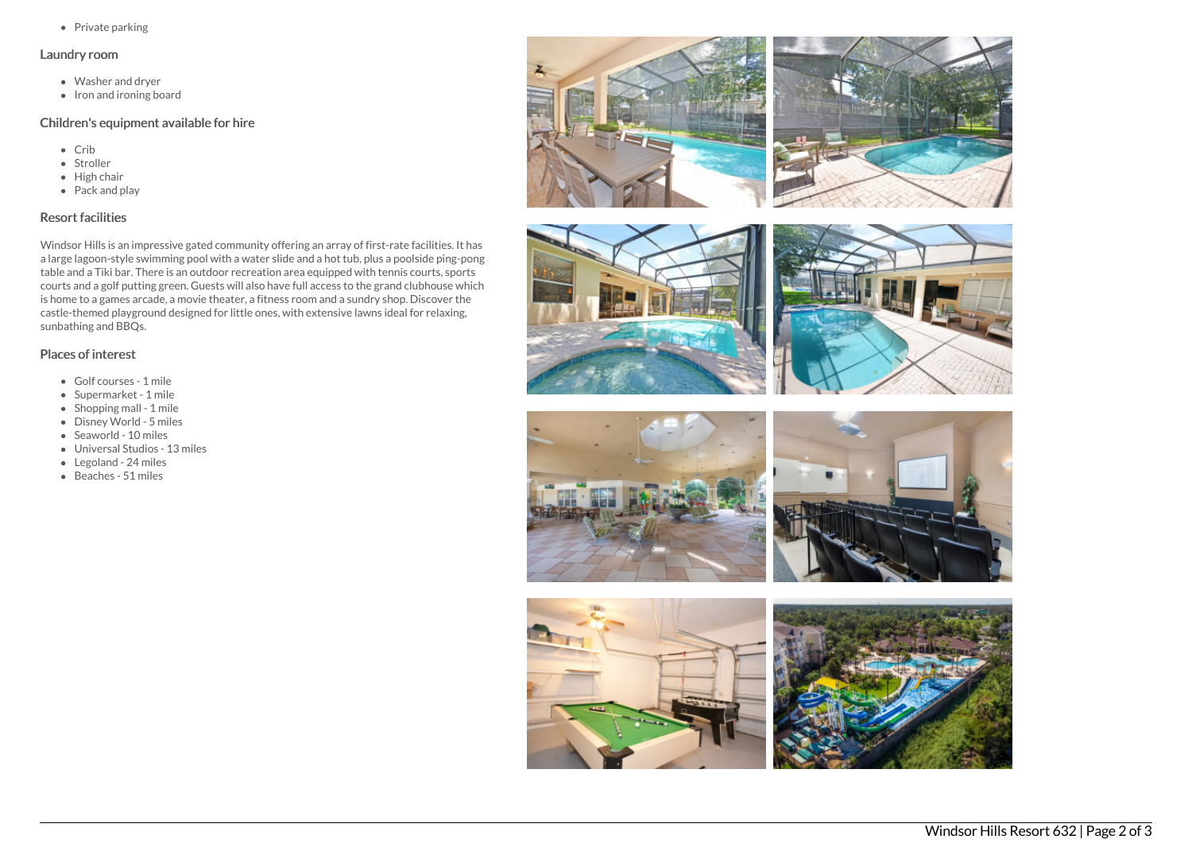- Private parking

## Laundry room

- Washer and dryer
- Iron and ironing board

## Children's equipment available for hire

- Crib
- Stroller
- High chair
- Pack and play

## Resort facilities

Windsor Hills is an impressive gated community offering an array of first-rate facilities. It has a large lagoon-style swimming pool with a water slide and a hot tub, plus a poolside ping-pong table and a Tiki bar. There is an outdoor recreation area equipped with tennis courts, sports courts and a golf putting green. Guests will also have full access to the grand clubhouse which is home to a games arcade, a movie theater, a fitness room and a sundry shop. Discover the castle-themed playground designed for little ones, with extensive lawns ideal for relaxing, sunbathing and BBQs.

## Places of interest

- Golf courses - 1 mile
- Supermarket - 1 mile
- Shopping mall - 1 mile
- Disney World - 5 miles
- Seaworld - 10 miles
- Universal Studios - 13 miles
- Legoland - 24 miles
- Beaches - 51 miles